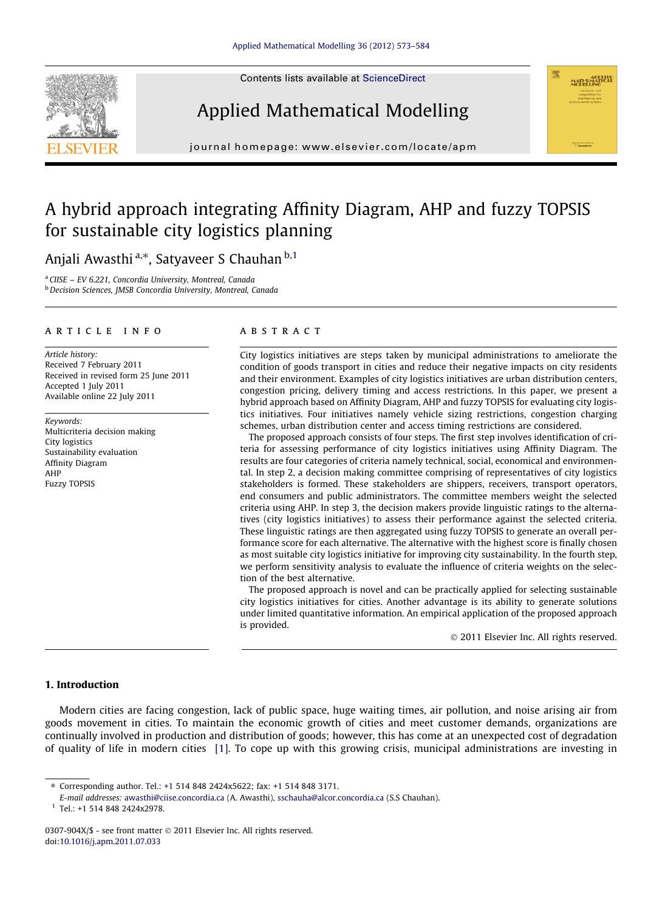# A hybrid approach integrating Affinity Diagram, AHP and fuzzy TOPSIS for sustainable city logistics planning

Anjali Awasthi [a,*], Satyaveer S Chauhan [b,1]

[a] CIISE – EV 6.221, Concordia University, Montreal, Canada
[b] Decision Sciences, JMSB Concordia University, Montreal, Canada

**ARTICLE INFO**

*Article history:*
Received 7 February 2011
Received in revised form 25 June 2011
Accepted 1 July 2011
Available online 22 July 2011

*Keywords:*
Multicriteria decision making
City logistics
Sustainability evaluation
Affinity Diagram
AHP
Fuzzy TOPSIS

**ABSTRACT**

City logistics initiatives are steps taken by municipal administrations to ameliorate the condition of goods transport in cities and reduce their negative impacts on city residents and their environment. Examples of city logistics initiatives are urban distribution centers, congestion pricing, delivery timing and access restrictions. In this paper, we present a hybrid approach based on Affinity Diagram, AHP and fuzzy TOPSIS for evaluating city logistics initiatives. Four initiatives namely vehicle sizing restrictions, congestion charging schemes, urban distribution center and access timing restrictions are considered.

The proposed approach consists of four steps. The first step involves identification of criteria for assessing performance of city logistics initiatives using Affinity Diagram. The results are four categories of criteria namely technical, social, economical and environmental. In step 2, a decision making committee comprising of representatives of city logistics stakeholders is formed. These stakeholders are shippers, receivers, transport operators, end consumers and public administrators. The committee members weight the selected criteria using AHP. In step 3, the decision makers provide linguistic ratings to the alternatives (city logistics initiatives) to assess their performance against the selected criteria. These linguistic ratings are then aggregated using fuzzy TOPSIS to generate an overall performance score for each alternative. The alternative with the highest score is finally chosen as most suitable city logistics initiative for improving city sustainability. In the fourth step, we perform sensitivity analysis to evaluate the influence of criteria weights on the selection of the best alternative.

The proposed approach is novel and can be practically applied for selecting sustainable city logistics initiatives for cities. Another advantage is its ability to generate solutions under limited quantitative information. An empirical application of the proposed approach is provided.

© 2011 Elsevier Inc. All rights reserved.

## 1. Introduction

Modern cities are facing congestion, lack of public space, huge waiting times, air pollution, and noise arising air from goods movement in cities. To maintain the economic growth of cities and meet customer demands, organizations are continually involved in production and distribution of goods; however, this has come at an unexpected cost of degradation of quality of life in modern cities [1]. To cope up with this growing crisis, municipal administrations are investing in

---

* Corresponding author. Tel.: +1 514 848 2424x5622; fax: +1 514 848 3171.
*E-mail addresses:* awasthi@ciise.concordia.ca (A. Awasthi), sschauha@alcor.concordia.ca (S.S Chauhan).
[1] Tel.: +1 514 848 2424x2978.

0307-904X/$ - see front matter © 2011 Elsevier Inc. All rights reserved.
doi:10.1016/j.apm.2011.07.033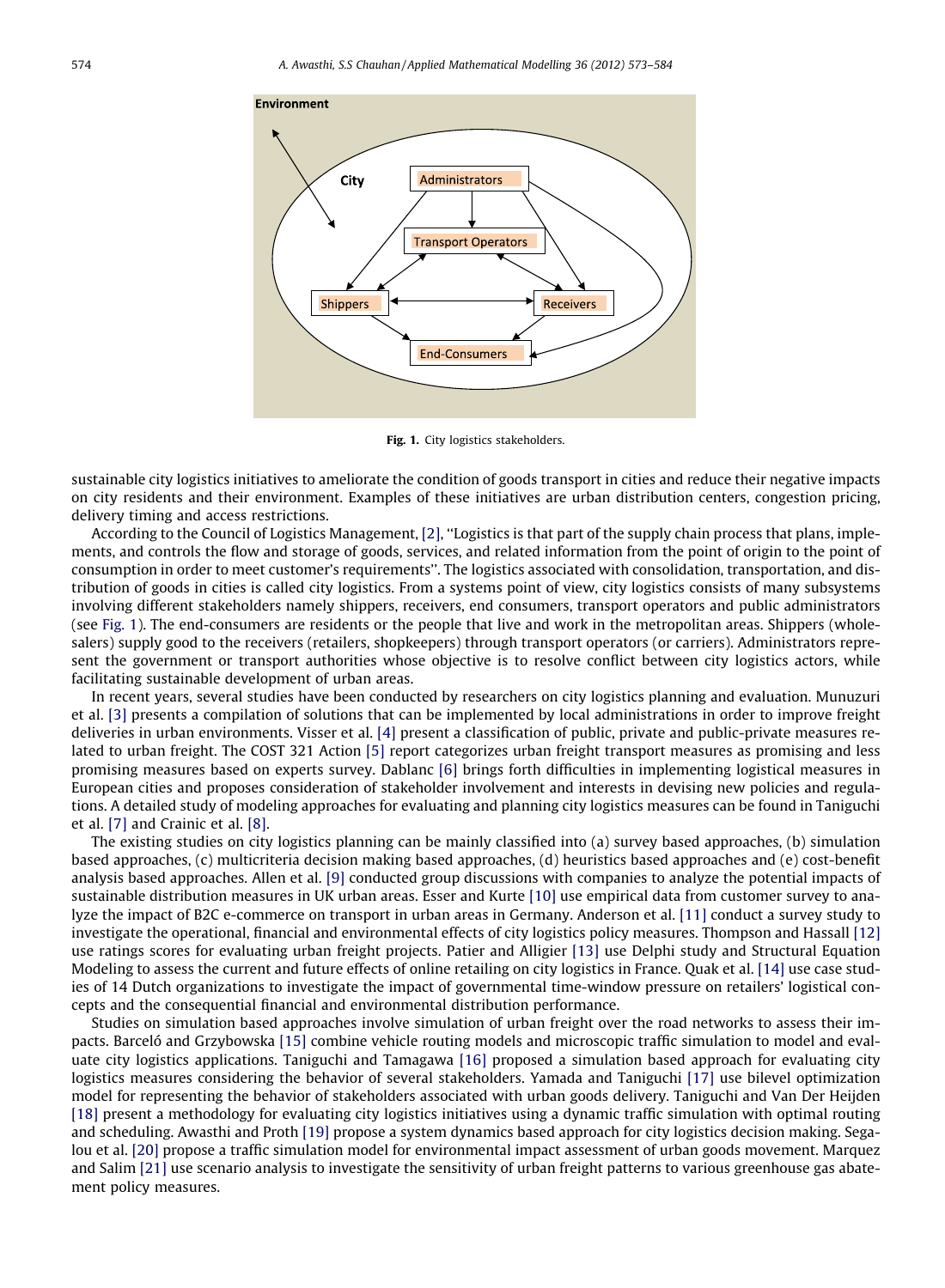Fig. 1. City logistics stakeholders.

sustainable city logistics initiatives to ameliorate the condition of goods transport in cities and reduce their negative impacts on city residents and their environment. Examples of these initiatives are urban distribution centers, congestion pricing, delivery timing and access restrictions.

According to the Council of Logistics Management, [2], ''Logistics is that part of the supply chain process that plans, implements, and controls the flow and storage of goods, services, and related information from the point of origin to the point of consumption in order to meet customer's requirements''. The logistics associated with consolidation, transportation, and distribution of goods in cities is called city logistics. From a systems point of view, city logistics consists of many subsystems involving different stakeholders namely shippers, receivers, end consumers, transport operators and public administrators (see Fig. 1). The end-consumers are residents or the people that live and work in the metropolitan areas. Shippers (wholesalers) supply good to the receivers (retailers, shopkeepers) through transport operators (or carriers). Administrators represent the government or transport authorities whose objective is to resolve conflict between city logistics actors, while facilitating sustainable development of urban areas.

In recent years, several studies have been conducted by researchers on city logistics planning and evaluation. Munuzuri et al. [3] presents a compilation of solutions that can be implemented by local administrations in order to improve freight deliveries in urban environments. Visser et al. [4] present a classification of public, private and public-private measures related to urban freight. The COST 321 Action [5] report categorizes urban freight transport measures as promising and less promising measures based on experts survey. Dablanc [6] brings forth difficulties in implementing logistical measures in European cities and proposes consideration of stakeholder involvement and interests in devising new policies and regulations. A detailed study of modeling approaches for evaluating and planning city logistics measures can be found in Taniguchi et al. [7] and Crainic et al. [8].

The existing studies on city logistics planning can be mainly classified into (a) survey based approaches, (b) simulation based approaches, (c) multicriteria decision making based approaches, (d) heuristics based approaches and (e) cost-benefit analysis based approaches. Allen et al. [9] conducted group discussions with companies to analyze the potential impacts of sustainable distribution measures in UK urban areas. Esser and Kurte [10] use empirical data from customer survey to analyze the impact of B2C e-commerce on transport in urban areas in Germany. Anderson et al. [11] conduct a survey study to investigate the operational, financial and environmental effects of city logistics policy measures. Thompson and Hassall [12] use ratings scores for evaluating urban freight projects. Patier and Alligier [13] use Delphi study and Structural Equation Modeling to assess the current and future effects of online retailing on city logistics in France. Quak et al. [14] use case studies of 14 Dutch organizations to investigate the impact of governmental time-window pressure on retailers' logistical concepts and the consequential financial and environmental distribution performance.

Studies on simulation based approaches involve simulation of urban freight over the road networks to assess their impacts. Barceló and Grzybowska [15] combine vehicle routing models and microscopic traffic simulation to model and evaluate city logistics applications. Taniguchi and Tamagawa [16] proposed a simulation based approach for evaluating city logistics measures considering the behavior of several stakeholders. Yamada and Taniguchi [17] use bilevel optimization model for representing the behavior of stakeholders associated with urban goods delivery. Taniguchi and Van Der Heijden [18] present a methodology for evaluating city logistics initiatives using a dynamic traffic simulation with optimal routing and scheduling. Awasthi and Proth [19] propose a system dynamics based approach for city logistics decision making. Segalou et al. [20] propose a traffic simulation model for environmental impact assessment of urban goods movement. Marquez and Salim [21] use scenario analysis to investigate the sensitivity of urban freight patterns to various greenhouse gas abatement policy measures.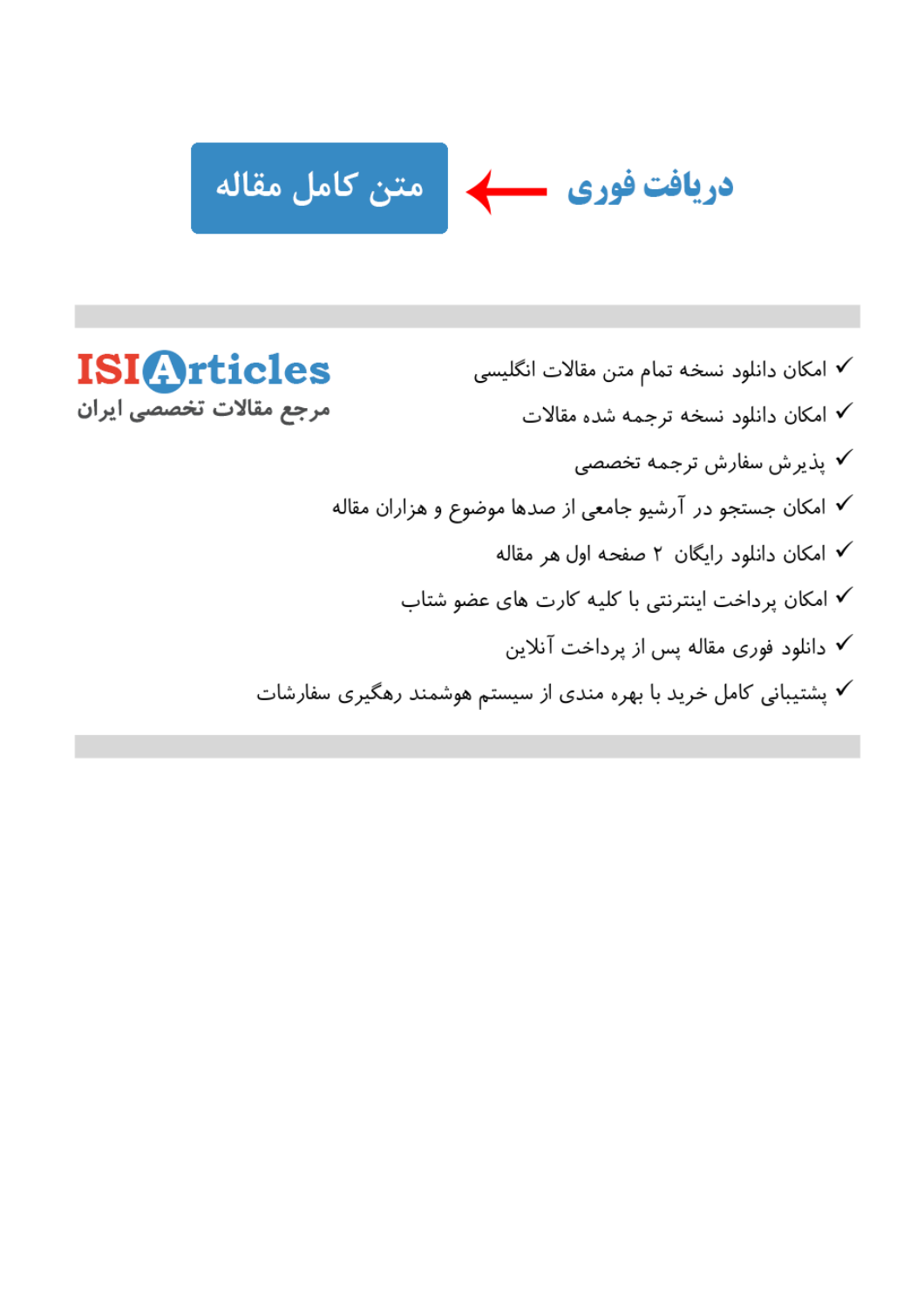**دریافت فوری ← متن کامل مقاله**

**ISIArticles**
مرجع مقالات تخصصی ایران

- ✓ امکان دانلود نسخه تمام متن مقالات انگلیسی
- ✓ امکان دانلود نسخه ترجمه شده مقالات
- ✓ پذیرش سفارش ترجمه تخصصی
- ✓ امکان جستجو در آرشیو جامعی از صدها موضوع و هزاران مقاله
- ✓ امکان دانلود رایگان ۲ صفحه اول هر مقاله
- ✓ امکان پرداخت اینترنتی با کلیه کارت های عضو شتاب
- ✓ دانلود فوری مقاله پس از پرداخت آنلاین
- ✓ پشتیبانی کامل خرید با بهره مندی از سیستم هوشمند رهگیری سفارشات